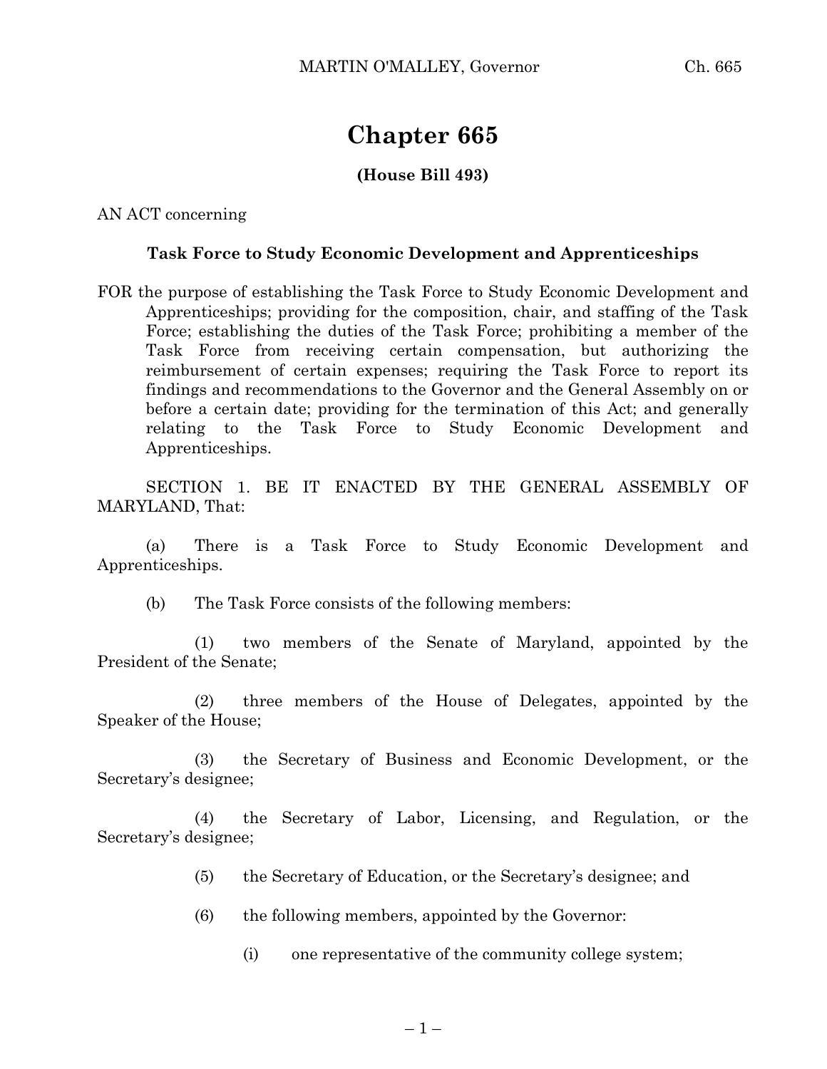# Chapter 665

**(House Bill 493)**

AN ACT concerning

**Task Force to Study Economic Development and Apprenticeships**

FOR the purpose of establishing the Task Force to Study Economic Development and Apprenticeships; providing for the composition, chair, and staffing of the Task Force; establishing the duties of the Task Force; prohibiting a member of the Task Force from receiving certain compensation, but authorizing the reimbursement of certain expenses; requiring the Task Force to report its findings and recommendations to the Governor and the General Assembly on or before a certain date; providing for the termination of this Act; and generally relating to the Task Force to Study Economic Development and Apprenticeships.

SECTION 1. BE IT ENACTED BY THE GENERAL ASSEMBLY OF MARYLAND, That:

(a) There is a Task Force to Study Economic Development and Apprenticeships.

(b) The Task Force consists of the following members:

(1) two members of the Senate of Maryland, appointed by the President of the Senate;

(2) three members of the House of Delegates, appointed by the Speaker of the House;

(3) the Secretary of Business and Economic Development, or the Secretary's designee;

(4) the Secretary of Labor, Licensing, and Regulation, or the Secretary's designee;

(5) the Secretary of Education, or the Secretary's designee; and

(6) the following members, appointed by the Governor:

(i) one representative of the community college system;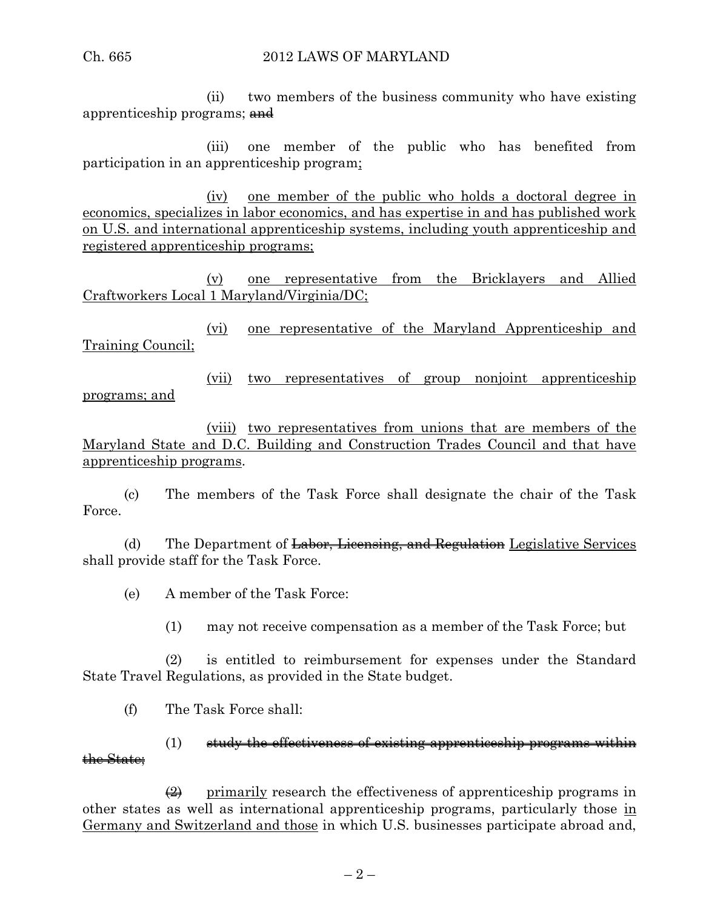(ii) two members of the business community who have existing apprenticeship programs; ~~and~~

(iii) one member of the public who has benefited from participation in an apprenticeship program<u>;</u>

<u>(iv) one member of the public who holds a doctoral degree in economics, specializes in labor economics, and has expertise in and has published work on U.S. and international apprenticeship systems, including youth apprenticeship and registered apprenticeship programs;</u>

<u>(v) one representative from the Bricklayers and Allied Craftworkers Local 1 Maryland/Virginia/DC;</u>

<u>(vi) one representative of the Maryland Apprenticeship and Training Council;</u>

<u>(vii) two representatives of group nonjoint apprenticeship programs; and</u>

<u>(viii) two representatives from unions that are members of the Maryland State and D.C. Building and Construction Trades Council and that have apprenticeship programs</u>.

(c) The members of the Task Force shall designate the chair of the Task Force.

(d) The Department of ~~Labor, Licensing, and Regulation~~ <u>Legislative Services</u> shall provide staff for the Task Force.

(e) A member of the Task Force:

(1) may not receive compensation as a member of the Task Force; but

(2) is entitled to reimbursement for expenses under the Standard State Travel Regulations, as provided in the State budget.

(f) The Task Force shall:

(1) ~~study the effectiveness of existing apprenticeship programs within the State;~~

~~(2)~~ <u>primarily</u> research the effectiveness of apprenticeship programs in other states as well as international apprenticeship programs, particularly those <u>in Germany and Switzerland and those</u> in which U.S. businesses participate abroad and,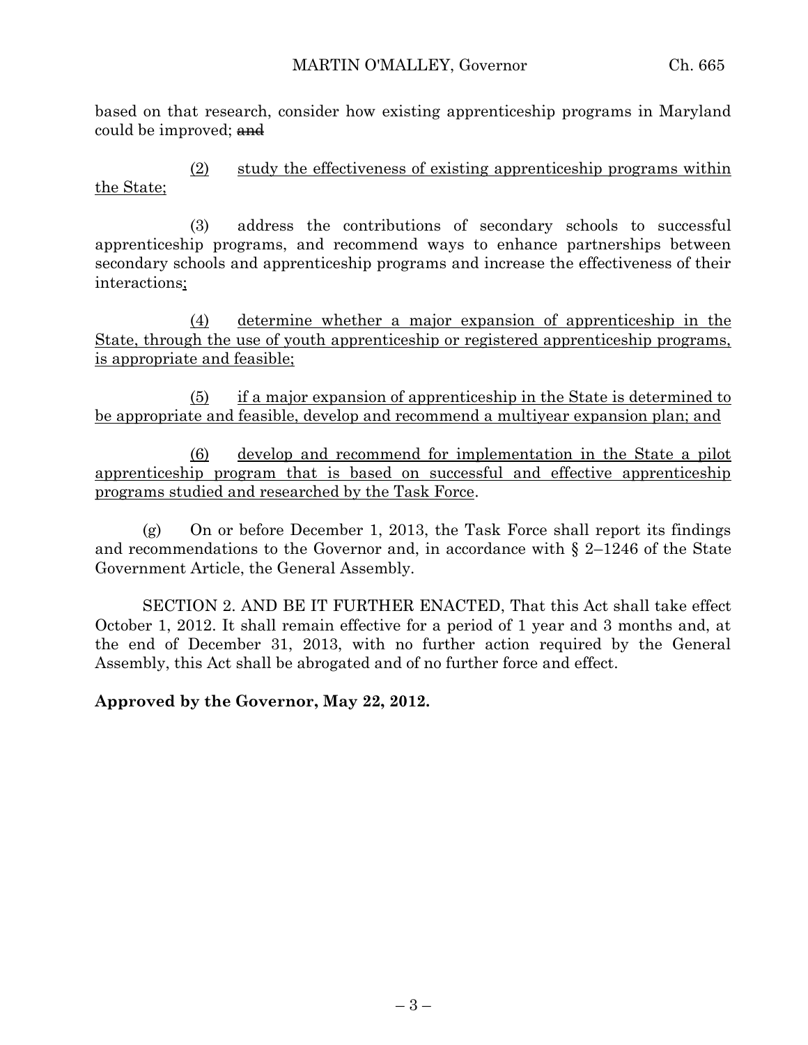based on that research, consider how existing apprenticeship programs in Maryland could be improved; ~~and~~

(2) study the effectiveness of existing apprenticeship programs within the State;

(3) address the contributions of secondary schools to successful apprenticeship programs, and recommend ways to enhance partnerships between secondary schools and apprenticeship programs and increase the effectiveness of their interactions;

(4) determine whether a major expansion of apprenticeship in the State, through the use of youth apprenticeship or registered apprenticeship programs, is appropriate and feasible;

(5) if a major expansion of apprenticeship in the State is determined to be appropriate and feasible, develop and recommend a multiyear expansion plan; and

(6) develop and recommend for implementation in the State a pilot apprenticeship program that is based on successful and effective apprenticeship programs studied and researched by the Task Force.

(g) On or before December 1, 2013, the Task Force shall report its findings and recommendations to the Governor and, in accordance with § 2–1246 of the State Government Article, the General Assembly.

SECTION 2. AND BE IT FURTHER ENACTED, That this Act shall take effect October 1, 2012. It shall remain effective for a period of 1 year and 3 months and, at the end of December 31, 2013, with no further action required by the General Assembly, this Act shall be abrogated and of no further force and effect.

**Approved by the Governor, May 22, 2012.**